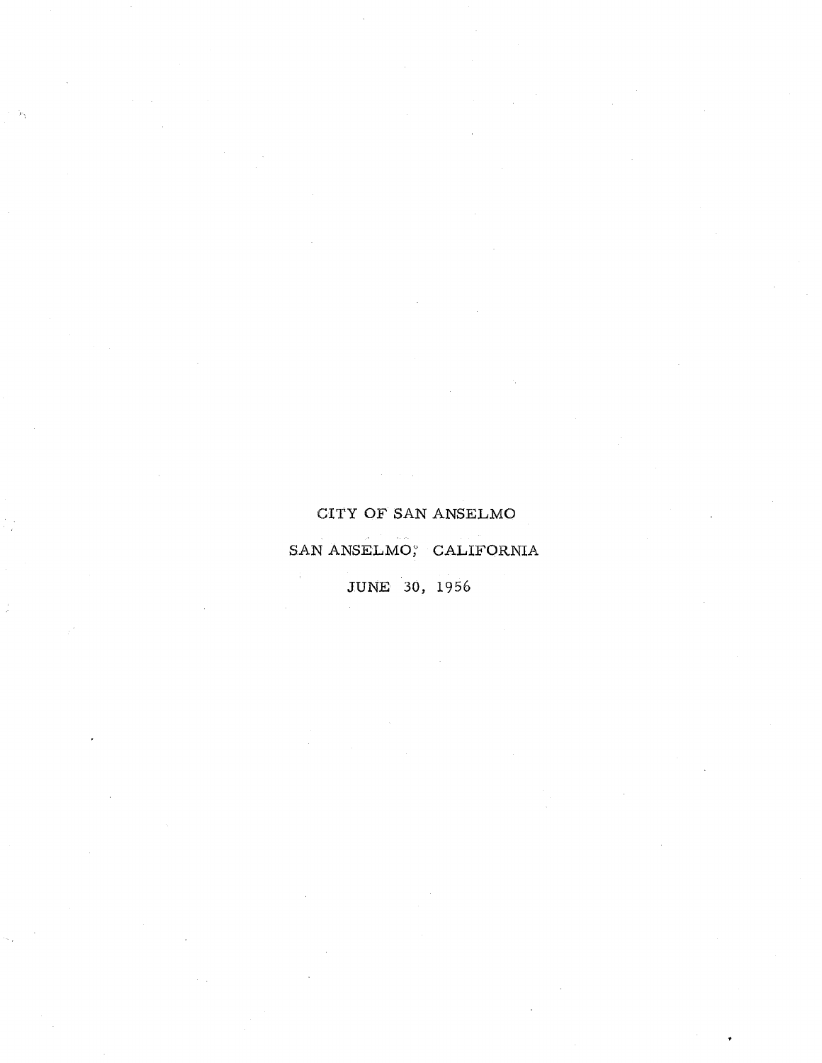# CITY OF SAN ANSELMO

## SAN ANSELMO, CALIFORNIA

### JUNE 30, 1956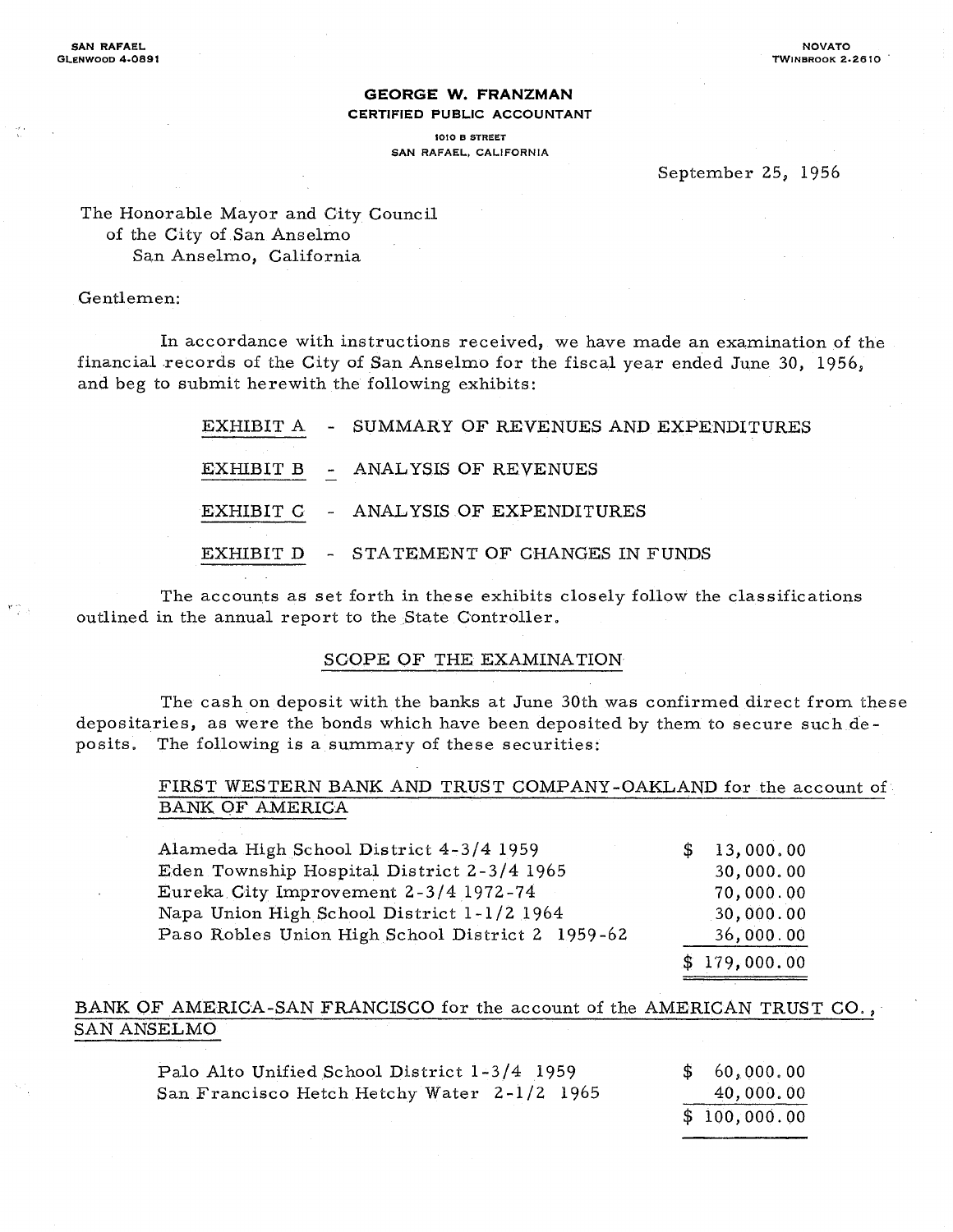SAN RAFAEL
GLENWOOD 4-0891

NOVATO
TWINBROOK 2-2610

**GEORGE W. FRANZMAN**
**CERTIFIED PUBLIC ACCOUNTANT**
1010 B STREET
SAN RAFAEL, CALIFORNIA

September 25, 1956

The Honorable Mayor and City Council
of the City of San Anselmo
San Anselmo, California

Gentlemen:

In accordance with instructions received, we have made an examination of the financial records of the City of San Anselmo for the fiscal year ended June 30, 1956, and beg to submit herewith the following exhibits:

- EXHIBIT A - SUMMARY OF REVENUES AND EXPENDITURES
- EXHIBIT B - ANALYSIS OF REVENUES
- EXHIBIT C - ANALYSIS OF EXPENDITURES
- EXHIBIT D - STATEMENT OF CHANGES IN FUNDS

The accounts as set forth in these exhibits closely follow the classifications outlined in the annual report to the State Controller.

## SCOPE OF THE EXAMINATION

The cash on deposit with the banks at June 30th was confirmed direct from these depositaries, as were the bonds which have been deposited by them to secure such deposits. The following is a summary of these securities:

FIRST WESTERN BANK AND TRUST COMPANY-OAKLAND for the account of BANK OF AMERICA

| | |
|---|---|
| Alameda High School District 4-3/4 1959 | $ 13,000.00 |
| Eden Township Hospital District 2-3/4 1965 | 30,000.00 |
| Eureka City Improvement 2-3/4 1972-74 | 70,000.00 |
| Napa Union High School District 1-1/2 1964 | 30,000.00 |
| Paso Robles Union High School District 2 1959-62 | 36,000.00 |
| | $ 179,000.00 |

BANK OF AMERICA-SAN FRANCISCO for the account of the AMERICAN TRUST CO., SAN ANSELMO

| | |
|---|---|
| Palo Alto Unified School District 1-3/4 1959 | $ 60,000.00 |
| San Francisco Hetch Hetchy Water 2-1/2 1965 | 40,000.00 |
| | $ 100,000.00 |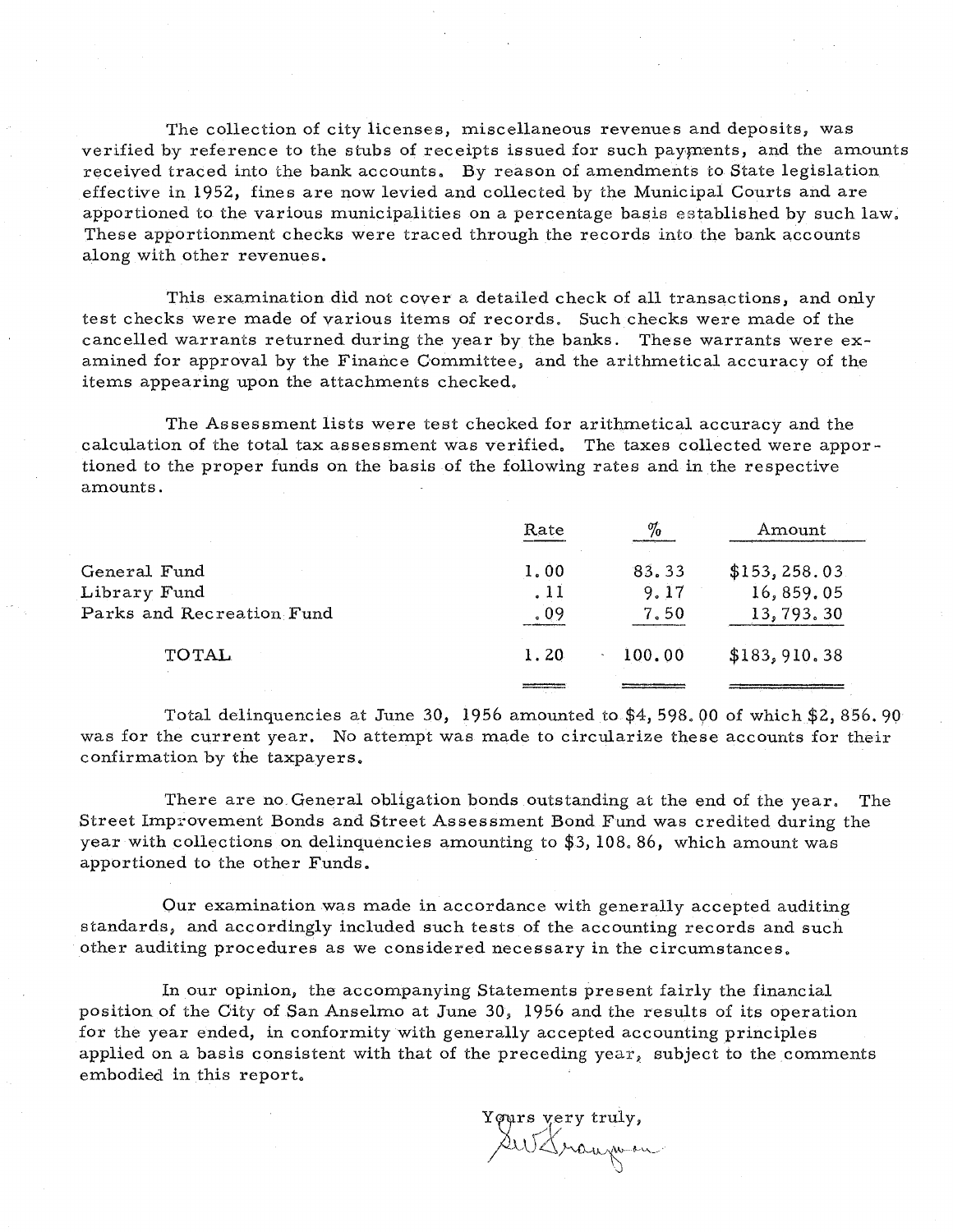The collection of city licenses, miscellaneous revenues and deposits, was verified by reference to the stubs of receipts issued for such payments, and the amounts received traced into the bank accounts. By reason of amendments to State legislation effective in 1952, fines are now levied and collected by the Municipal Courts and are apportioned to the various municipalities on a percentage basis established by such law. These apportionment checks were traced through the records into the bank accounts along with other revenues.

This examination did not cover a detailed check of all transactions, and only test checks were made of various items of records. Such checks were made of the cancelled warrants returned during the year by the banks. These warrants were examined for approval by the Finance Committee, and the arithmetical accuracy of the items appearing upon the attachments checked.

The Assessment lists were test checked for arithmetical accuracy and the calculation of the total tax assessment was verified. The taxes collected were apportioned to the proper funds on the basis of the following rates and in the respective amounts.

| | Rate | % | Amount |
|---|---|---|---|
| General Fund | 1.00 | 83.33 | $153,258.03 |
| Library Fund | .11 | 9.17 | 16,859.05 |
| Parks and Recreation Fund | .09 | 7.50 | 13,793.30 |
| TOTAL | 1.20 | 100.00 | $183,910.38 |

Total delinquencies at June 30, 1956 amounted to $4,598.00 of which $2,856.90 was for the current year. No attempt was made to circularize these accounts for their confirmation by the taxpayers.

There are no General obligation bonds outstanding at the end of the year. The Street Improvement Bonds and Street Assessment Bond Fund was credited during the year with collections on delinquencies amounting to $3,108.86, which amount was apportioned to the other Funds.

Our examination was made in accordance with generally accepted auditing standards, and accordingly included such tests of the accounting records and such other auditing procedures as we considered necessary in the circumstances.

In our opinion, the accompanying Statements present fairly the financial position of the City of San Anselmo at June 30, 1956 and the results of its operation for the year ended, in conformity with generally accepted accounting principles applied on a basis consistent with that of the preceding year, subject to the comments embodied in this report.

Yours very truly,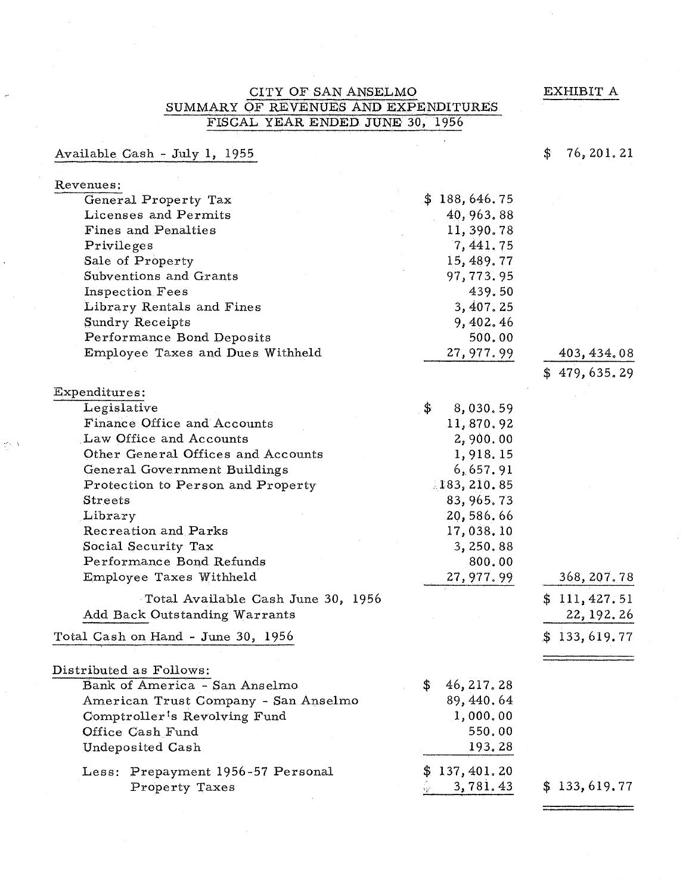# CITY OF SAN ANSELMO

## SUMMARY OF REVENUES AND EXPENDITURES

### FISCAL YEAR ENDED JUNE 30, 1956

EXHIBIT A

| | | |
|---|---|---|
| Available Cash - July 1, 1955 | | $ 76,201.21 |
| **Revenues:** | | |
| General Property Tax | $ 188,646.75 | |
| Licenses and Permits | 40,963.88 | |
| Fines and Penalties | 11,390.78 | |
| Privileges | 7,441.75 | |
| Sale of Property | 15,489.77 | |
| Subventions and Grants | 97,773.95 | |
| Inspection Fees | 439.50 | |
| Library Rentals and Fines | 3,407.25 | |
| Sundry Receipts | 9,402.46 | |
| Performance Bond Deposits | 500.00 | |
| Employee Taxes and Dues Withheld | 27,977.99 | 403,434.08 |
| | | $ 479,635.29 |
| **Expenditures:** | | |
| Legislative | $ 8,030.59 | |
| Finance Office and Accounts | 11,870.92 | |
| Law Office and Accounts | 2,900.00 | |
| Other General Offices and Accounts | 1,918.15 | |
| General Government Buildings | 6,657.91 | |
| Protection to Person and Property | 183,210.85 | |
| Streets | 83,965.73 | |
| Library | 20,586.66 | |
| Recreation and Parks | 17,038.10 | |
| Social Security Tax | 3,250.88 | |
| Performance Bond Refunds | 800.00 | |
| Employee Taxes Withheld | 27,977.99 | 368,207.78 |
| Total Available Cash June 30, 1956 | | $ 111,427.51 |
| Add Back Outstanding Warrants | | 22,192.26 |
| Total Cash on Hand - June 30, 1956 | | $ 133,619.77 |
| **Distributed as Follows:** | | |
| Bank of America - San Anselmo | $ 46,217.28 | |
| American Trust Company - San Anselmo | 89,440.64 | |
| Comptroller's Revolving Fund | 1,000.00 | |
| Office Cash Fund | 550.00 | |
| Undeposited Cash | 193.28 | |
| | $ 137,401.20 | |
| Less: Prepayment 1956-57 Personal Property Taxes | 3,781.43 | $ 133,619.77 |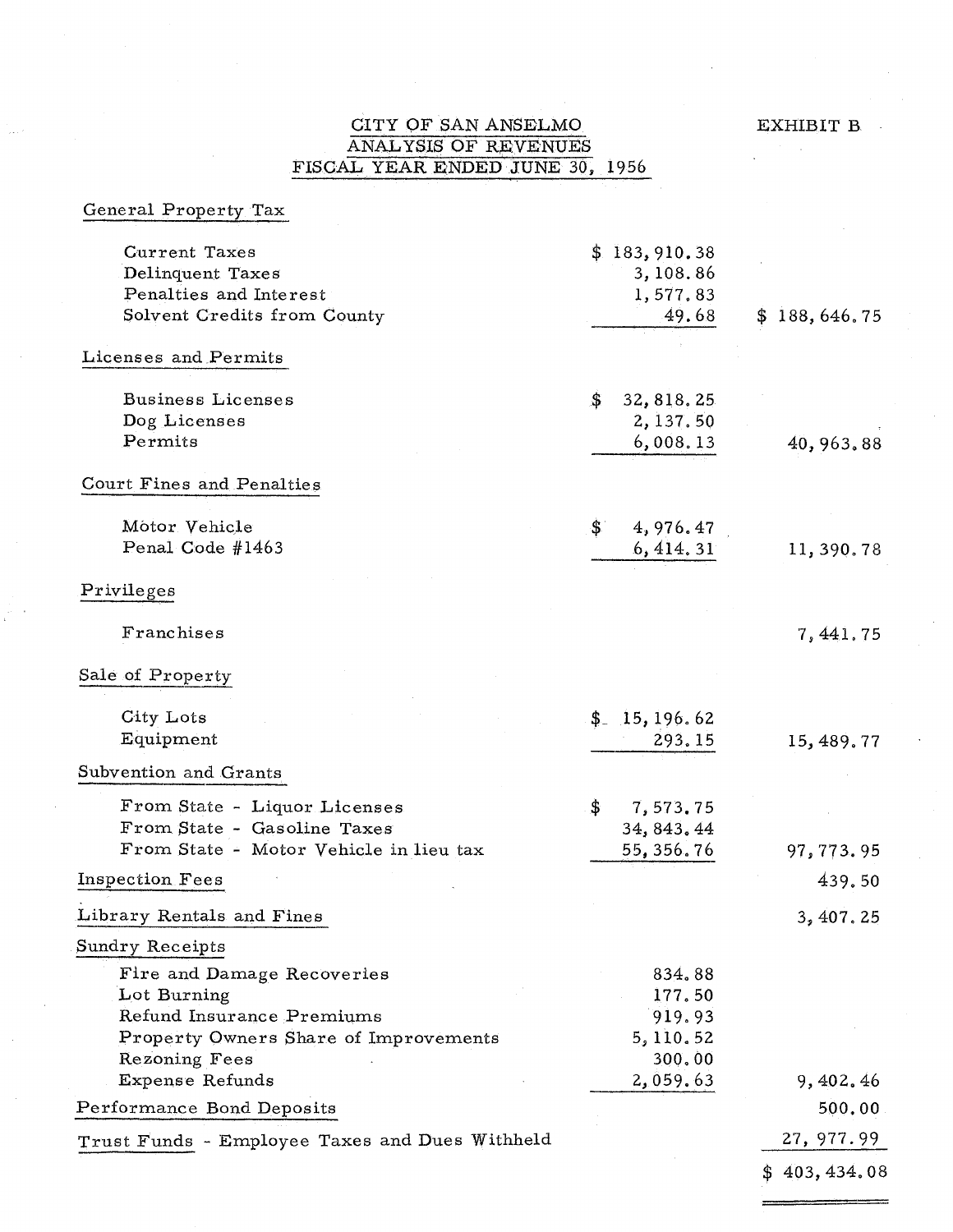# CITY OF SAN ANSELMO

## ANALYSIS OF REVENUES

## FISCAL YEAR ENDED JUNE 30, 1956

EXHIBIT B

| | | |
|---|---|---|
| **General Property Tax** | | |
| Current Taxes | $ 183,910.38 | |
| Delinquent Taxes | 3,108.86 | |
| Penalties and Interest | 1,577.83 | |
| Solvent Credits from County | 49.68 | $ 188,646.75 |
| **Licenses and Permits** | | |
| Business Licenses | $ 32,818.25 | |
| Dog Licenses | 2,137.50 | |
| Permits | 6,008.13 | 40,963.88 |
| **Court Fines and Penalties** | | |
| Motor Vehicle | $ 4,976.47 | |
| Penal Code #1463 | 6,414.31 | 11,390.78 |
| **Privileges** | | |
| Franchises | | 7,441.75 |
| **Sale of Property** | | |
| City Lots | $ 15,196.62 | |
| Equipment | 293.15 | 15,489.77 |
| **Subvention and Grants** | | |
| From State - Liquor Licenses | $ 7,573.75 | |
| From State - Gasoline Taxes | 34,843.44 | |
| From State - Motor Vehicle in lieu tax | 55,356.76 | 97,773.95 |
| **Inspection Fees** | | 439.50 |
| **Library Rentals and Fines** | | 3,407.25 |
| **Sundry Receipts** | | |
| Fire and Damage Recoveries | 834.88 | |
| Lot Burning | 177.50 | |
| Refund Insurance Premiums | 919.93 | |
| Property Owners Share of Improvements | 5,110.52 | |
| Rezoning Fees | 300.00 | |
| Expense Refunds | 2,059.63 | 9,402.46 |
| **Performance Bond Deposits** | | 500.00 |
| **Trust Funds** - Employee Taxes and Dues Withheld | | 27,977.99 |
| | | $ 403,434.08 |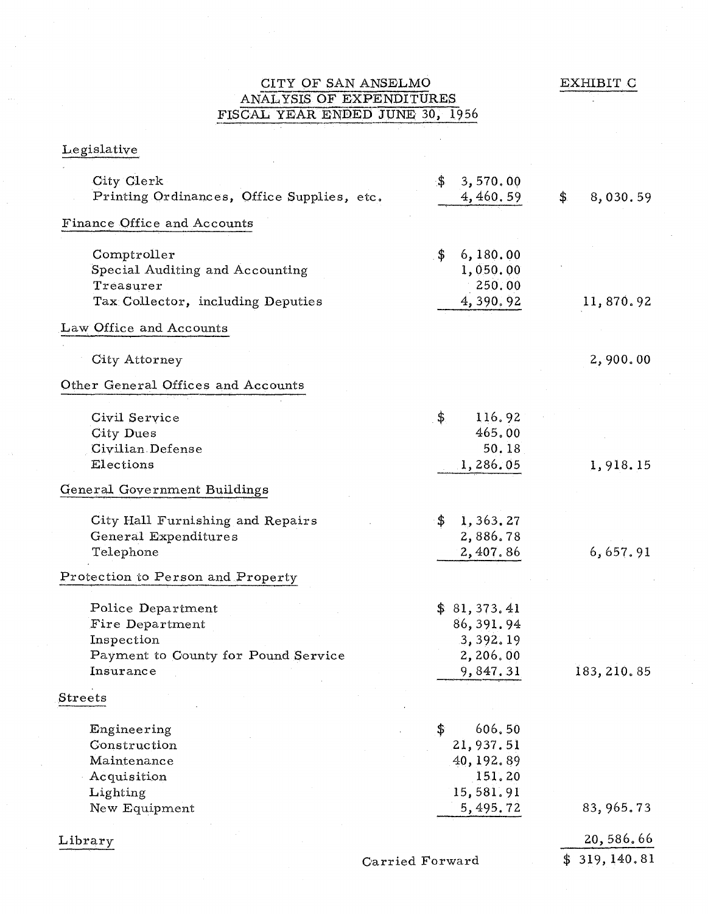# CITY OF SAN ANSELMO
## ANALYSIS OF EXPENDITURES
## FISCAL YEAR ENDED JUNE 30, 1956

EXHIBIT C

| | | |
|---|---|---|
| **Legislative** | | |
| City Clerk | $ 3,570.00 | |
| Printing Ordinances, Office Supplies, etc. | 4,460.59 | $ 8,030.59 |
| **Finance Office and Accounts** | | |
| Comptroller | $ 6,180.00 | |
| Special Auditing and Accounting | 1,050.00 | |
| Treasurer | 250.00 | |
| Tax Collector, including Deputies | 4,390.92 | 11,870.92 |
| **Law Office and Accounts** | | |
| City Attorney | | 2,900.00 |
| **Other General Offices and Accounts** | | |
| Civil Service | $ 116.92 | |
| City Dues | 465.00 | |
| Civilian Defense | 50.18 | |
| Elections | 1,286.05 | 1,918.15 |
| **General Government Buildings** | | |
| City Hall Furnishing and Repairs | $ 1,363.27 | |
| General Expenditures | 2,886.78 | |
| Telephone | 2,407.86 | 6,657.91 |
| **Protection to Person and Property** | | |
| Police Department | $ 81,373.41 | |
| Fire Department | 86,391.94 | |
| Inspection | 3,392.19 | |
| Payment to County for Pound Service | 2,206.00 | |
| Insurance | 9,847.31 | 183,210.85 |
| **Streets** | | |
| Engineering | $ 606.50 | |
| Construction | 21,937.51 | |
| Maintenance | 40,192.89 | |
| Acquisition | 151.20 | |
| Lighting | 15,581.91 | |
| New Equipment | 5,495.72 | 83,965.73 |
| **Library** | | 20,586.66 |
| Carried Forward | | $ 319,140.81 |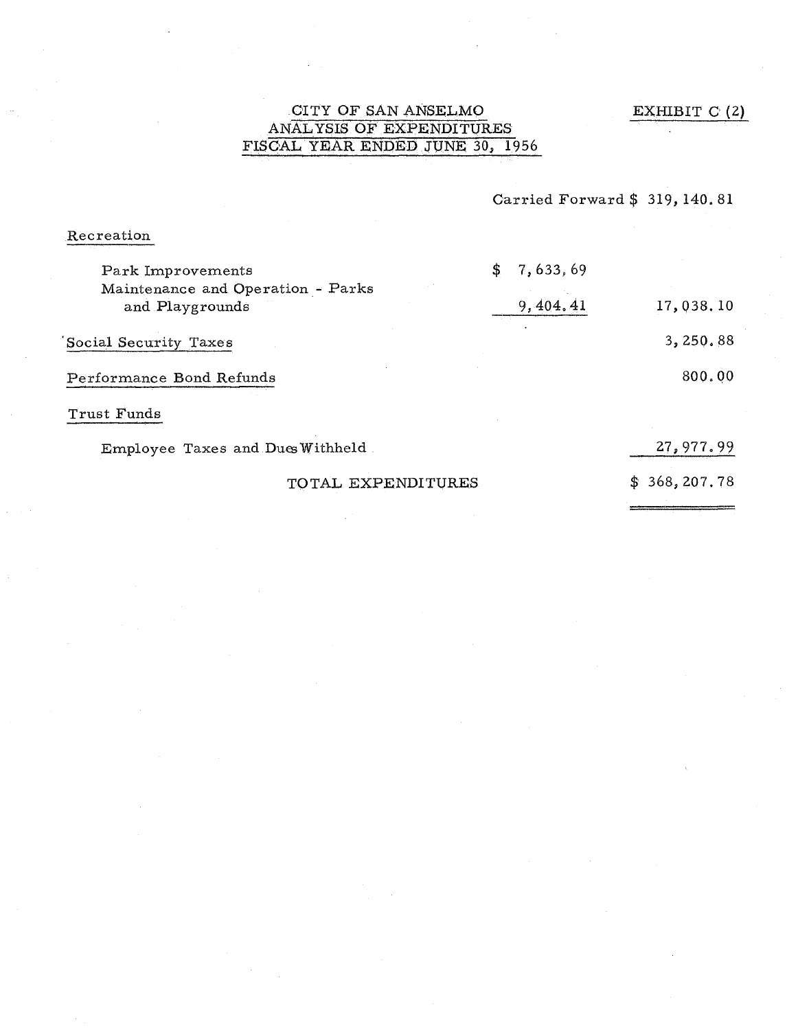CITY OF SAN ANSELMO
ANALYSIS OF EXPENDITURES
FISCAL YEAR ENDED JUNE 30, 1956

EXHIBIT C (2)

| | | |
|---|---|---|
| | Carried Forward | $ 319,140.81 |
| **Recreation** | | |
| Park Improvements | $ 7,633.69 | |
| Maintenance and Operation - Parks and Playgrounds | 9,404.41 | 17,038.10 |
| **Social Security Taxes** | | 3,250.88 |
| **Performance Bond Refunds** | | 800.00 |
| **Trust Funds** | | |
| Employee Taxes and Dues Withheld | | 27,977.99 |
| TOTAL EXPENDITURES | | $ 368,207.78 |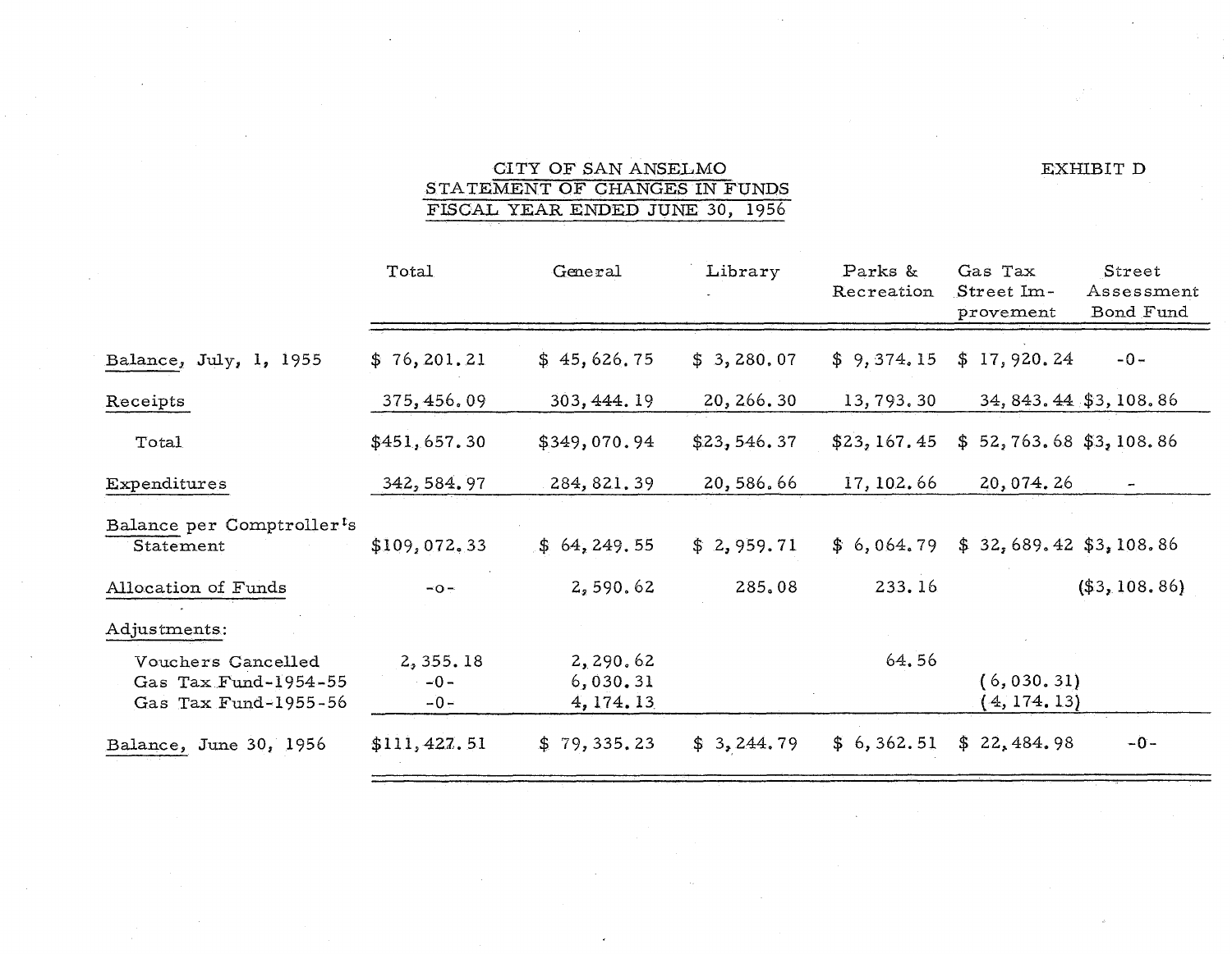CITY OF SAN ANSELMO
STATEMENT OF CHANGES IN FUNDS
FISCAL YEAR ENDED JUNE 30, 1956

EXHIBIT D

| | Total | General | Library | Parks & Recreation | Gas Tax Street Improvement | Street Assessment Bond Fund |
|---|---|---|---|---|---|---|
| Balance, July, 1, 1955 | $ 76,201.21 | $ 45,626.75 | $ 3,280.07 | $ 9,374.15 | $ 17,920.24 | -0- |
| Receipts | 375,456.09 | 303,444.19 | 20,266.30 | 13,793.30 | 34,843.44 | $3,108.86 |
| Total | $451,657.30 | $349,070.94 | $23,546.37 | $23,167.45 | $ 52,763.68 | $3,108.86 |
| Expenditures | 342,584.97 | 284,821.39 | 20,586.66 | 17,102.66 | 20,074.26 | - |
| Balance per Comptroller's Statement | $109,072.33 | $ 64,249.55 | $ 2,959.71 | $ 6,064.79 | $ 32,689.42 | $3,108.86 |
| Allocation of Funds | -0- | 2,590.62 | 285.08 | 233.16 | | ($3,108.86) |
| Adjustments: | | | | | | |
| Vouchers Cancelled | 2,355.18 | 2,290.62 | | 64.56 | | |
| Gas Tax Fund-1954-55 | -0- | 6,030.31 | | | (6,030.31) | |
| Gas Tax Fund-1955-56 | -0- | 4,174.13 | | | (4,174.13) | |
| Balance, June 30, 1956 | $111,427.51 | $ 79,335.23 | $ 3,244.79 | $ 6,362.51 | $ 22,484.98 | -0- |